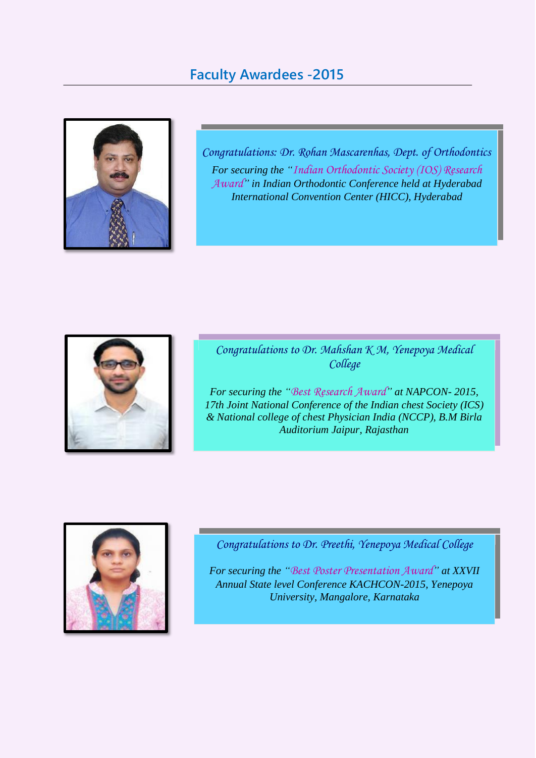# Faculty Awardees -2015

*Congratulations: Dr. Rohan Mascarenhas, Dept. of Orthodontics*

*For securing the "Indian Orthodontic Society (IOS) Research Award" in Indian Orthodontic Conference held at Hyderabad International Convention Center (HICC), Hyderabad*

*Congratulations to Dr. Mahshan K M, Yenepoya Medical College*

*For securing the "Best Research Award" at NAPCON- 2015, 17th Joint National Conference of the Indian chest Society (ICS) & National college of chest Physician India (NCCP), B.M Birla Auditorium Jaipur, Rajasthan*

*Congratulations to Dr. Preethi, Yenepoya Medical College*

*For securing the "Best Poster Presentation Award" at XXVII Annual State level Conference KACHCON-2015, Yenepoya University, Mangalore, Karnataka*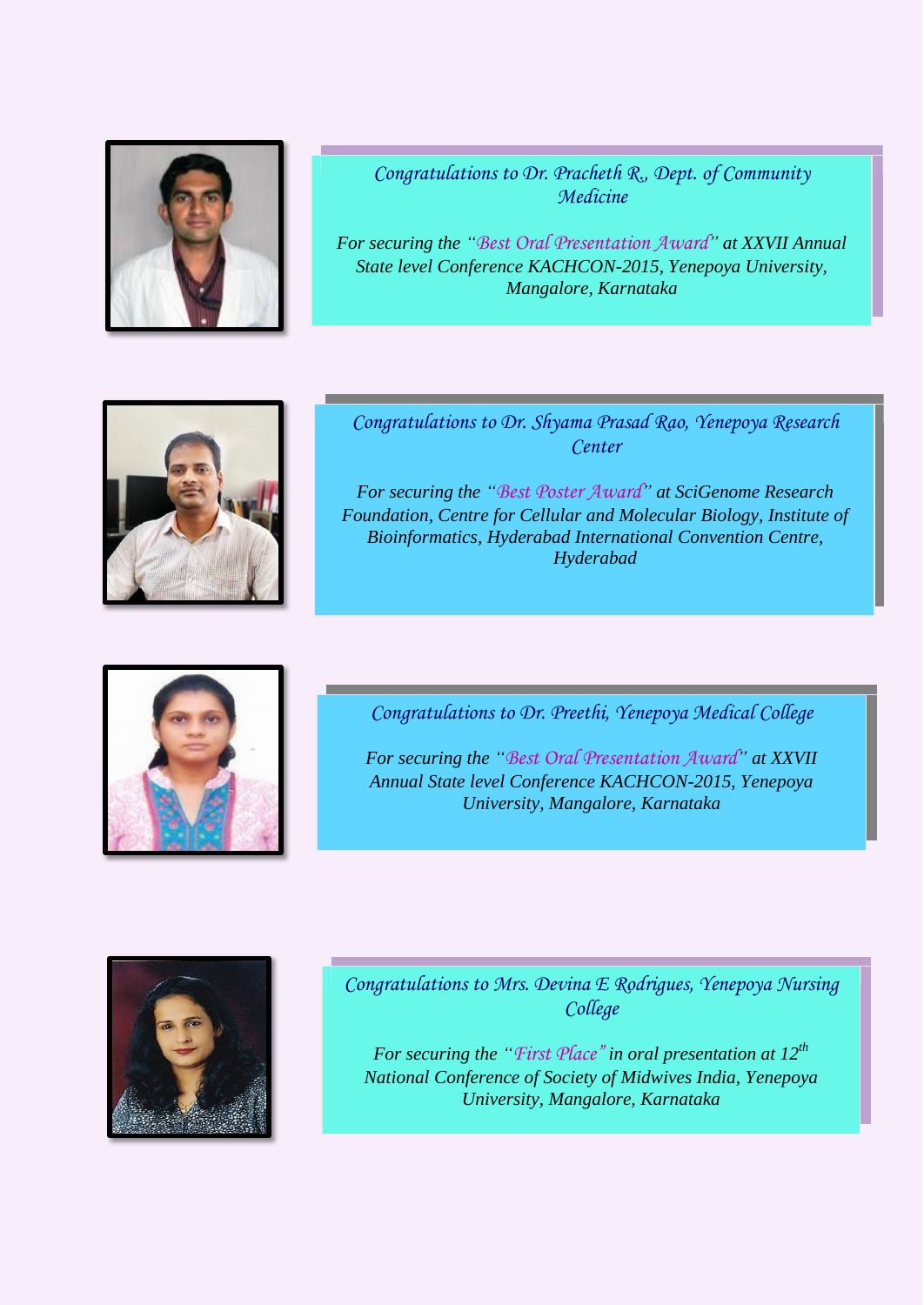*Congratulations to Dr. Pracheth R., Dept. of Community Medicine*

*For securing the "Best Oral Presentation Award" at XXVII Annual State level Conference KACHCON-2015, Yenepoya University, Mangalore, Karnataka*

*Congratulations to Dr. Shyama Prasad Rao, Yenepoya Research Center*

*For securing the "Best Poster Award" at SciGenome Research Foundation, Centre for Cellular and Molecular Biology, Institute of Bioinformatics, Hyderabad International Convention Centre, Hyderabad*

*Congratulations to Dr. Preethi, Yenepoya Medical College*

*For securing the "Best Oral Presentation Award" at XXVII Annual State level Conference KACHCON-2015, Yenepoya University, Mangalore, Karnataka*

*Congratulations to Mrs. Devina E Rodrigues, Yenepoya Nursing College*

*For securing the "First Place" in oral presentation at 12th National Conference of Society of Midwives India, Yenepoya University, Mangalore, Karnataka*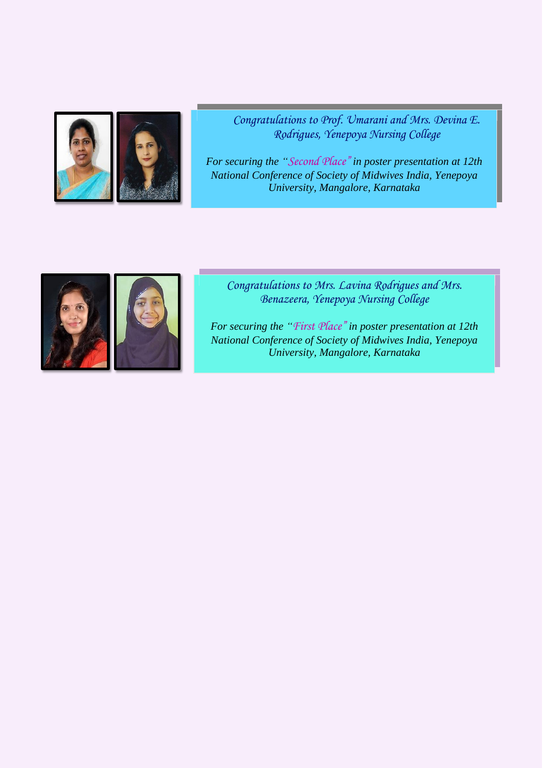*Congratulations to Prof. Umarani and Mrs. Devina E. Rodrigues, Yenepoya Nursing College*

*For securing the "Second Place" in poster presentation at 12th National Conference of Society of Midwives India, Yenepoya University, Mangalore, Karnataka*

*Congratulations to Mrs. Lavina Rodrigues and Mrs. Benazeera, Yenepoya Nursing College*

*For securing the "First Place" in poster presentation at 12th National Conference of Society of Midwives India, Yenepoya University, Mangalore, Karnataka*